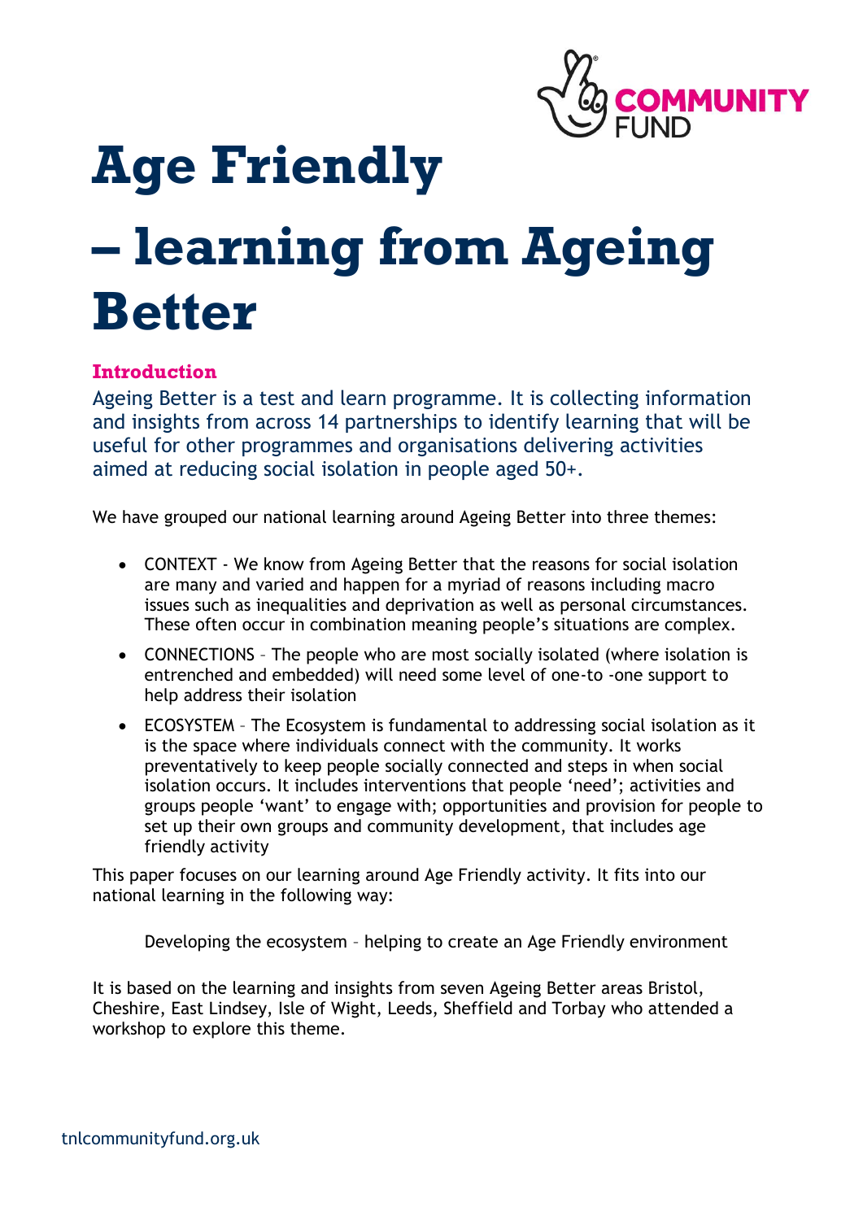# Age Friendly – learning from Ageing Better

## Introduction

Ageing Better is a test and learn programme. It is collecting information and insights from across 14 partnerships to identify learning that will be useful for other programmes and organisations delivering activities aimed at reducing social isolation in people aged 50+.

We have grouped our national learning around Ageing Better into three themes:

- CONTEXT - We know from Ageing Better that the reasons for social isolation are many and varied and happen for a myriad of reasons including macro issues such as inequalities and deprivation as well as personal circumstances. These often occur in combination meaning people's situations are complex.
- CONNECTIONS – The people who are most socially isolated (where isolation is entrenched and embedded) will need some level of one-to -one support to help address their isolation
- ECOSYSTEM – The Ecosystem is fundamental to addressing social isolation as it is the space where individuals connect with the community. It works preventatively to keep people socially connected and steps in when social isolation occurs. It includes interventions that people 'need'; activities and groups people 'want' to engage with; opportunities and provision for people to set up their own groups and community development, that includes age friendly activity

This paper focuses on our learning around Age Friendly activity. It fits into our national learning in the following way:

> Developing the ecosystem – helping to create an Age Friendly environment

It is based on the learning and insights from seven Ageing Better areas Bristol, Cheshire, East Lindsey, Isle of Wight, Leeds, Sheffield and Torbay who attended a workshop to explore this theme.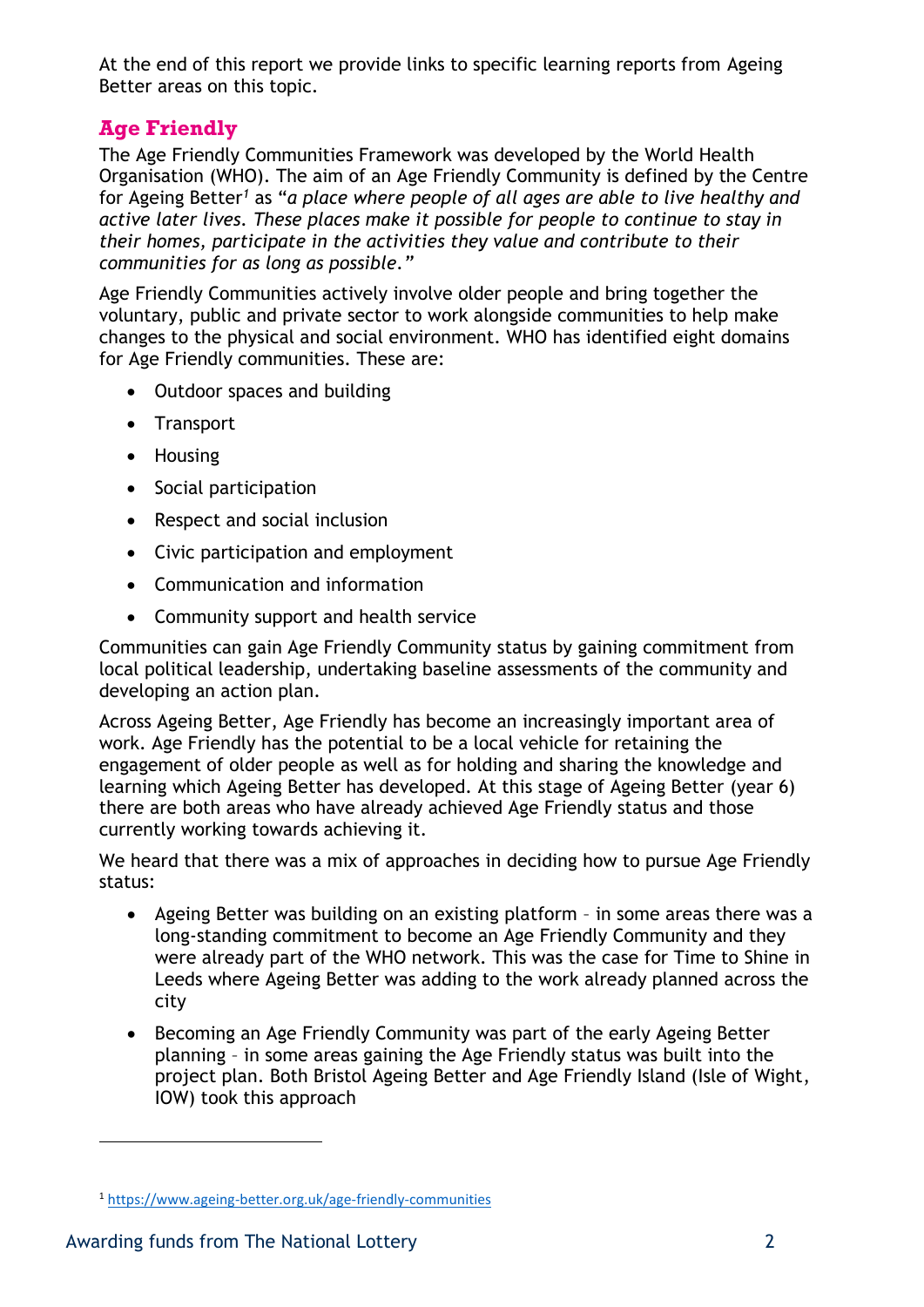At the end of this report we provide links to specific learning reports from Ageing Better areas on this topic.

## Age Friendly

The Age Friendly Communities Framework was developed by the World Health Organisation (WHO). The aim of an Age Friendly Community is defined by the Centre for Ageing Better[1] as "*a place where people of all ages are able to live healthy and active later lives. These places make it possible for people to continue to stay in their homes, participate in the activities they value and contribute to their communities for as long as possible.*"

Age Friendly Communities actively involve older people and bring together the voluntary, public and private sector to work alongside communities to help make changes to the physical and social environment. WHO has identified eight domains for Age Friendly communities. These are:

- Outdoor spaces and building
- Transport
- Housing
- Social participation
- Respect and social inclusion
- Civic participation and employment
- Communication and information
- Community support and health service

Communities can gain Age Friendly Community status by gaining commitment from local political leadership, undertaking baseline assessments of the community and developing an action plan.

Across Ageing Better, Age Friendly has become an increasingly important area of work. Age Friendly has the potential to be a local vehicle for retaining the engagement of older people as well as for holding and sharing the knowledge and learning which Ageing Better has developed. At this stage of Ageing Better (year 6) there are both areas who have already achieved Age Friendly status and those currently working towards achieving it.

We heard that there was a mix of approaches in deciding how to pursue Age Friendly status:

- Ageing Better was building on an existing platform – in some areas there was a long-standing commitment to become an Age Friendly Community and they were already part of the WHO network. This was the case for Time to Shine in Leeds where Ageing Better was adding to the work already planned across the city
- Becoming an Age Friendly Community was part of the early Ageing Better planning – in some areas gaining the Age Friendly status was built into the project plan. Both Bristol Ageing Better and Age Friendly Island (Isle of Wight, IOW) took this approach

[1] https://www.ageing-better.org.uk/age-friendly-communities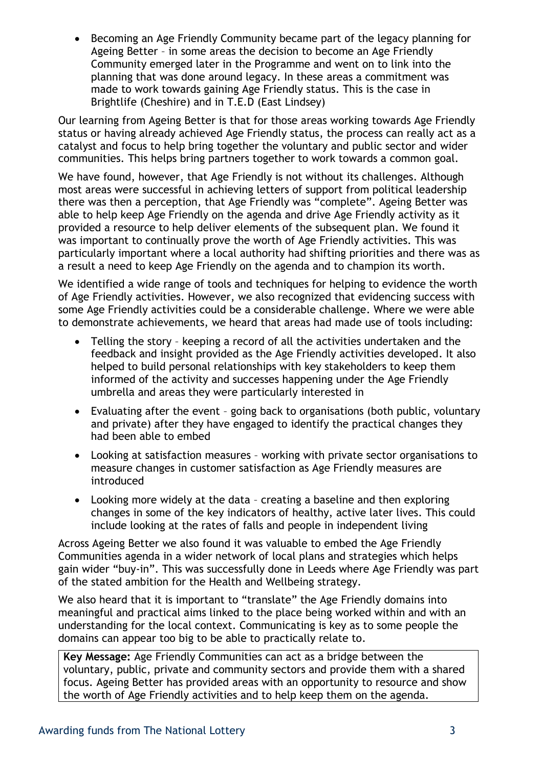- Becoming an Age Friendly Community became part of the legacy planning for Ageing Better – in some areas the decision to become an Age Friendly Community emerged later in the Programme and went on to link into the planning that was done around legacy. In these areas a commitment was made to work towards gaining Age Friendly status. This is the case in Brightlife (Cheshire) and in T.E.D (East Lindsey)

Our learning from Ageing Better is that for those areas working towards Age Friendly status or having already achieved Age Friendly status, the process can really act as a catalyst and focus to help bring together the voluntary and public sector and wider communities. This helps bring partners together to work towards a common goal.

We have found, however, that Age Friendly is not without its challenges. Although most areas were successful in achieving letters of support from political leadership there was then a perception, that Age Friendly was "complete". Ageing Better was able to help keep Age Friendly on the agenda and drive Age Friendly activity as it provided a resource to help deliver elements of the subsequent plan. We found it was important to continually prove the worth of Age Friendly activities. This was particularly important where a local authority had shifting priorities and there was as a result a need to keep Age Friendly on the agenda and to champion its worth.

We identified a wide range of tools and techniques for helping to evidence the worth of Age Friendly activities. However, we also recognized that evidencing success with some Age Friendly activities could be a considerable challenge. Where we were able to demonstrate achievements, we heard that areas had made use of tools including:

- Telling the story – keeping a record of all the activities undertaken and the feedback and insight provided as the Age Friendly activities developed. It also helped to build personal relationships with key stakeholders to keep them informed of the activity and successes happening under the Age Friendly umbrella and areas they were particularly interested in
- Evaluating after the event – going back to organisations (both public, voluntary and private) after they have engaged to identify the practical changes they had been able to embed
- Looking at satisfaction measures – working with private sector organisations to measure changes in customer satisfaction as Age Friendly measures are introduced
- Looking more widely at the data – creating a baseline and then exploring changes in some of the key indicators of healthy, active later lives. This could include looking at the rates of falls and people in independent living

Across Ageing Better we also found it was valuable to embed the Age Friendly Communities agenda in a wider network of local plans and strategies which helps gain wider "buy-in". This was successfully done in Leeds where Age Friendly was part of the stated ambition for the Health and Wellbeing strategy.

We also heard that it is important to "translate" the Age Friendly domains into meaningful and practical aims linked to the place being worked within and with an understanding for the local context. Communicating is key as to some people the domains can appear too big to be able to practically relate to.

**Key Message:** Age Friendly Communities can act as a bridge between the voluntary, public, private and community sectors and provide them with a shared focus. Ageing Better has provided areas with an opportunity to resource and show the worth of Age Friendly activities and to help keep them on the agenda.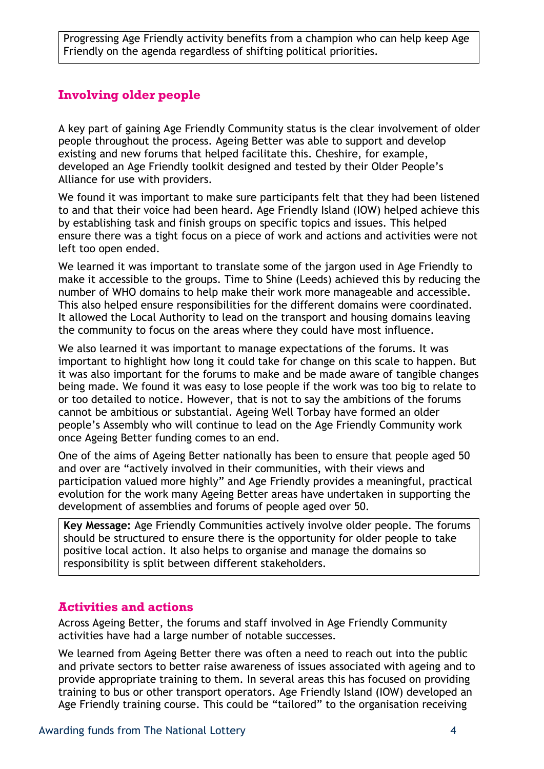Progressing Age Friendly activity benefits from a champion who can help keep Age Friendly on the agenda regardless of shifting political priorities.

## Involving older people

A key part of gaining Age Friendly Community status is the clear involvement of older people throughout the process. Ageing Better was able to support and develop existing and new forums that helped facilitate this. Cheshire, for example, developed an Age Friendly toolkit designed and tested by their Older People's Alliance for use with providers.

We found it was important to make sure participants felt that they had been listened to and that their voice had been heard. Age Friendly Island (IOW) helped achieve this by establishing task and finish groups on specific topics and issues. This helped ensure there was a tight focus on a piece of work and actions and activities were not left too open ended.

We learned it was important to translate some of the jargon used in Age Friendly to make it accessible to the groups. Time to Shine (Leeds) achieved this by reducing the number of WHO domains to help make their work more manageable and accessible. This also helped ensure responsibilities for the different domains were coordinated. It allowed the Local Authority to lead on the transport and housing domains leaving the community to focus on the areas where they could have most influence.

We also learned it was important to manage expectations of the forums. It was important to highlight how long it could take for change on this scale to happen. But it was also important for the forums to make and be made aware of tangible changes being made. We found it was easy to lose people if the work was too big to relate to or too detailed to notice. However, that is not to say the ambitions of the forums cannot be ambitious or substantial. Ageing Well Torbay have formed an older people's Assembly who will continue to lead on the Age Friendly Community work once Ageing Better funding comes to an end.

One of the aims of Ageing Better nationally has been to ensure that people aged 50 and over are "actively involved in their communities, with their views and participation valued more highly" and Age Friendly provides a meaningful, practical evolution for the work many Ageing Better areas have undertaken in supporting the development of assemblies and forums of people aged over 50.

**Key Message:** Age Friendly Communities actively involve older people. The forums should be structured to ensure there is the opportunity for older people to take positive local action. It also helps to organise and manage the domains so responsibility is split between different stakeholders.

## Activities and actions

Across Ageing Better, the forums and staff involved in Age Friendly Community activities have had a large number of notable successes.

We learned from Ageing Better there was often a need to reach out into the public and private sectors to better raise awareness of issues associated with ageing and to provide appropriate training to them. In several areas this has focused on providing training to bus or other transport operators. Age Friendly Island (IOW) developed an Age Friendly training course. This could be "tailored" to the organisation receiving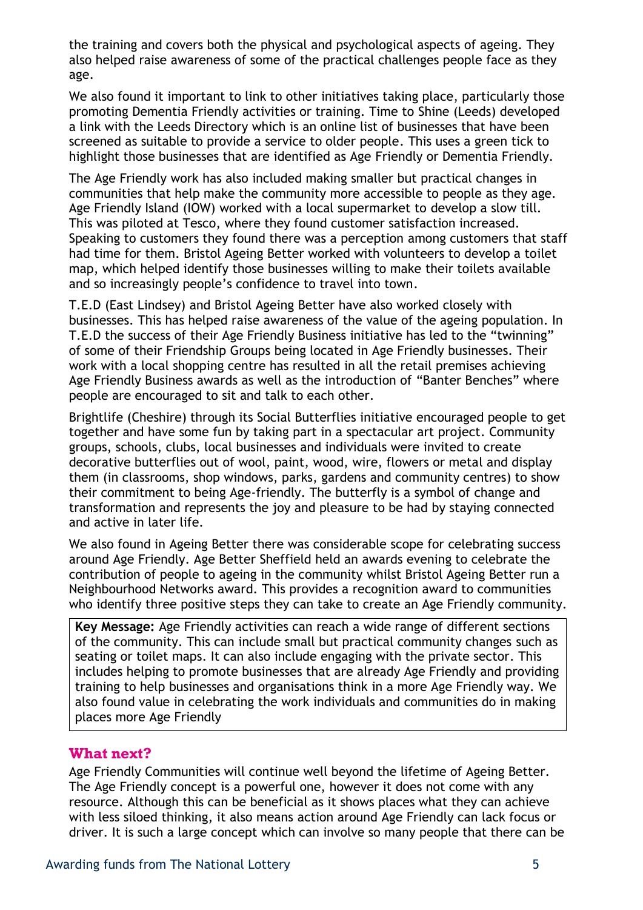the training and covers both the physical and psychological aspects of ageing. They also helped raise awareness of some of the practical challenges people face as they age.

We also found it important to link to other initiatives taking place, particularly those promoting Dementia Friendly activities or training. Time to Shine (Leeds) developed a link with the Leeds Directory which is an online list of businesses that have been screened as suitable to provide a service to older people. This uses a green tick to highlight those businesses that are identified as Age Friendly or Dementia Friendly.

The Age Friendly work has also included making smaller but practical changes in communities that help make the community more accessible to people as they age. Age Friendly Island (IOW) worked with a local supermarket to develop a slow till. This was piloted at Tesco, where they found customer satisfaction increased. Speaking to customers they found there was a perception among customers that staff had time for them. Bristol Ageing Better worked with volunteers to develop a toilet map, which helped identify those businesses willing to make their toilets available and so increasingly people's confidence to travel into town.

T.E.D (East Lindsey) and Bristol Ageing Better have also worked closely with businesses. This has helped raise awareness of the value of the ageing population. In T.E.D the success of their Age Friendly Business initiative has led to the "twinning" of some of their Friendship Groups being located in Age Friendly businesses. Their work with a local shopping centre has resulted in all the retail premises achieving Age Friendly Business awards as well as the introduction of "Banter Benches" where people are encouraged to sit and talk to each other.

Brightlife (Cheshire) through its Social Butterflies initiative encouraged people to get together and have some fun by taking part in a spectacular art project. Community groups, schools, clubs, local businesses and individuals were invited to create decorative butterflies out of wool, paint, wood, wire, flowers or metal and display them (in classrooms, shop windows, parks, gardens and community centres) to show their commitment to being Age-friendly. The butterfly is a symbol of change and transformation and represents the joy and pleasure to be had by staying connected and active in later life.

We also found in Ageing Better there was considerable scope for celebrating success around Age Friendly. Age Better Sheffield held an awards evening to celebrate the contribution of people to ageing in the community whilst Bristol Ageing Better run a Neighbourhood Networks award. This provides a recognition award to communities who identify three positive steps they can take to create an Age Friendly community.

> **Key Message:** Age Friendly activities can reach a wide range of different sections of the community. This can include small but practical community changes such as seating or toilet maps. It can also include engaging with the private sector. This includes helping to promote businesses that are already Age Friendly and providing training to help businesses and organisations think in a more Age Friendly way. We also found value in celebrating the work individuals and communities do in making places more Age Friendly

## What next?

Age Friendly Communities will continue well beyond the lifetime of Ageing Better. The Age Friendly concept is a powerful one, however it does not come with any resource. Although this can be beneficial as it shows places what they can achieve with less siloed thinking, it also means action around Age Friendly can lack focus or driver. It is such a large concept which can involve so many people that there can be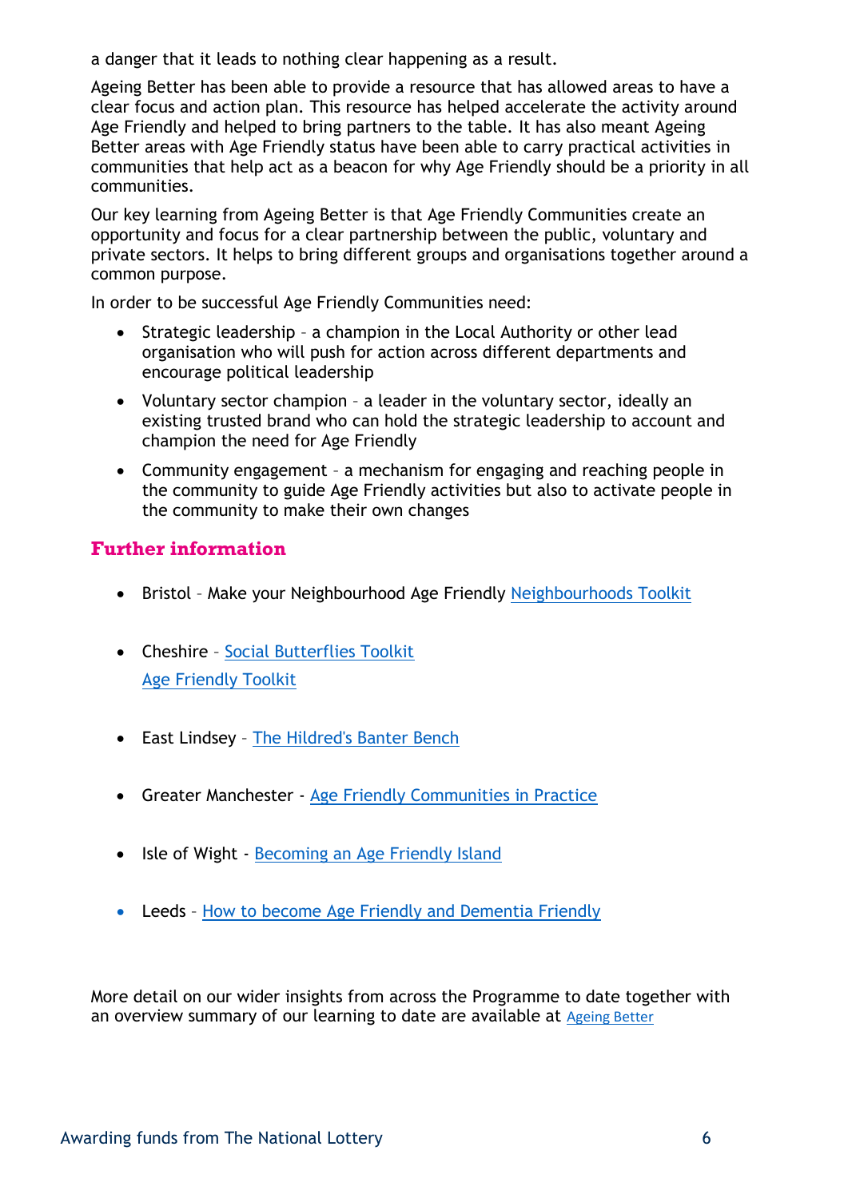a danger that it leads to nothing clear happening as a result.

Ageing Better has been able to provide a resource that has allowed areas to have a clear focus and action plan. This resource has helped accelerate the activity around Age Friendly and helped to bring partners to the table. It has also meant Ageing Better areas with Age Friendly status have been able to carry practical activities in communities that help act as a beacon for why Age Friendly should be a priority in all communities.

Our key learning from Ageing Better is that Age Friendly Communities create an opportunity and focus for a clear partnership between the public, voluntary and private sectors. It helps to bring different groups and organisations together around a common purpose.

In order to be successful Age Friendly Communities need:

- Strategic leadership – a champion in the Local Authority or other lead organisation who will push for action across different departments and encourage political leadership
- Voluntary sector champion – a leader in the voluntary sector, ideally an existing trusted brand who can hold the strategic leadership to account and champion the need for Age Friendly
- Community engagement – a mechanism for engaging and reaching people in the community to guide Age Friendly activities but also to activate people in the community to make their own changes

## Further information

- Bristol – Make your Neighbourhood Age Friendly Neighbourhoods Toolkit
- Cheshire – Social Butterflies Toolkit
  Age Friendly Toolkit
- East Lindsey – The Hildred's Banter Bench
- Greater Manchester - Age Friendly Communities in Practice
- Isle of Wight - Becoming an Age Friendly Island
- Leeds – How to become Age Friendly and Dementia Friendly

More detail on our wider insights from across the Programme to date together with an overview summary of our learning to date are available at Ageing Better